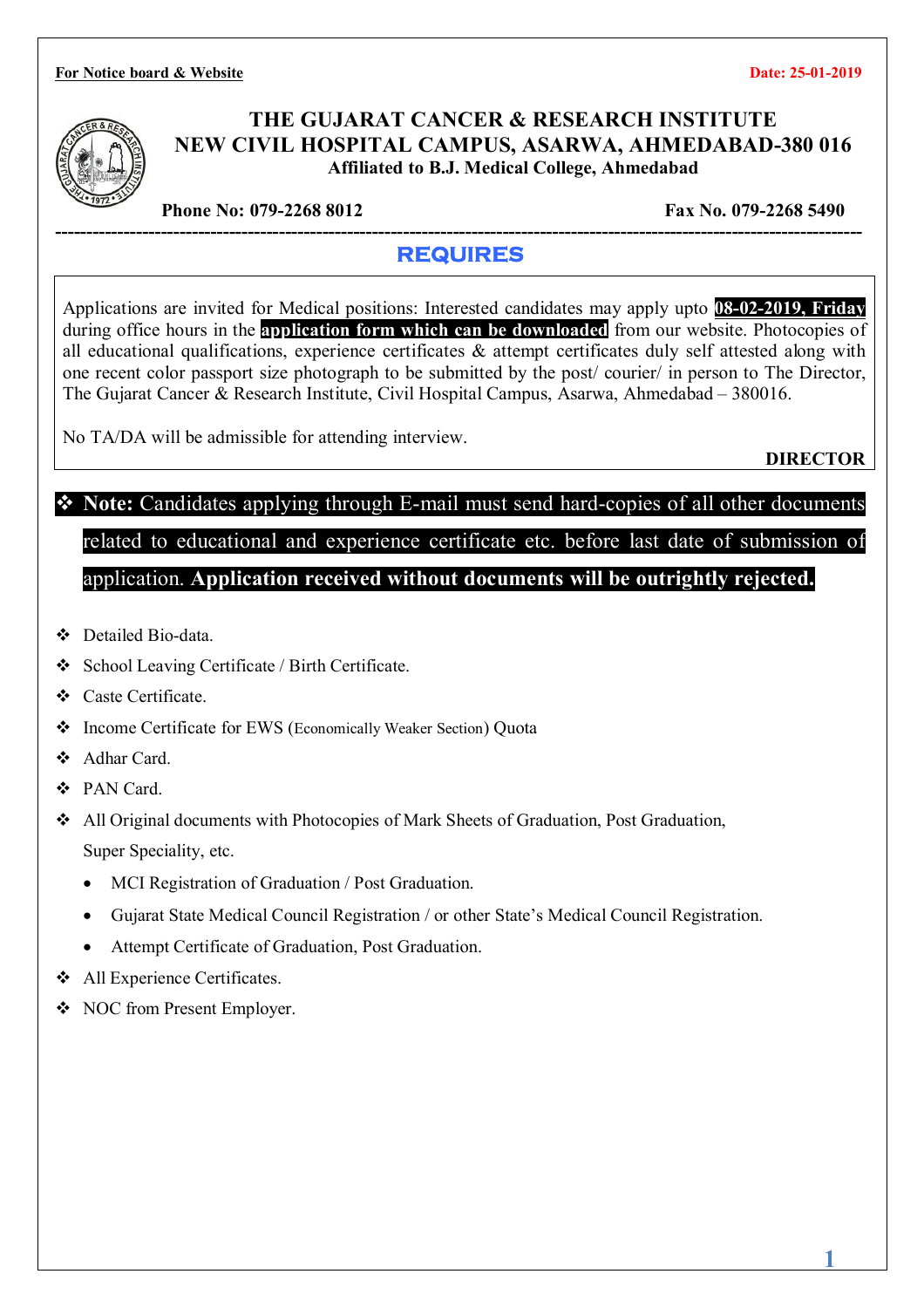**For Notice board & Website** **Date: 25-01-2019**

# THE GUJARAT CANCER & RESEARCH INSTITUTE
## NEW CIVIL HOSPITAL CAMPUS, ASARWA, AHMEDABAD-380 016
**Affiliated to B.J. Medical College, Ahmedabad**

**Phone No: 079-2268 8012** **Fax No. 079-2268 5490**

---

## REQUIRES

Applications are invited for Medical positions: Interested candidates may apply upto **08-02-2019, Friday** during office hours in the **application form which can be downloaded** from our website. Photocopies of all educational qualifications, experience certificates & attempt certificates duly self attested along with one recent color passport size photograph to be submitted by the post/ courier/ in person to The Director, The Gujarat Cancer & Research Institute, Civil Hospital Campus, Asarwa, Ahmedabad – 380016.

No TA/DA will be admissible for attending interview.

**DIRECTOR**

❖ **Note:** Candidates applying through E-mail must send hard-copies of all other documents related to educational and experience certificate etc. before last date of submission of application. **Application received without documents will be outrightly rejected.**

- ❖ Detailed Bio-data.
- ❖ School Leaving Certificate / Birth Certificate.
- ❖ Caste Certificate.
- ❖ Income Certificate for EWS (Economically Weaker Section) Quota
- ❖ Adhar Card.
- ❖ PAN Card.
- ❖ All Original documents with Photocopies of Mark Sheets of Graduation, Post Graduation, Super Speciality, etc.
  - MCI Registration of Graduation / Post Graduation.
  - Gujarat State Medical Council Registration / or other State's Medical Council Registration.
  - Attempt Certificate of Graduation, Post Graduation.
- ❖ All Experience Certificates.
- ❖ NOC from Present Employer.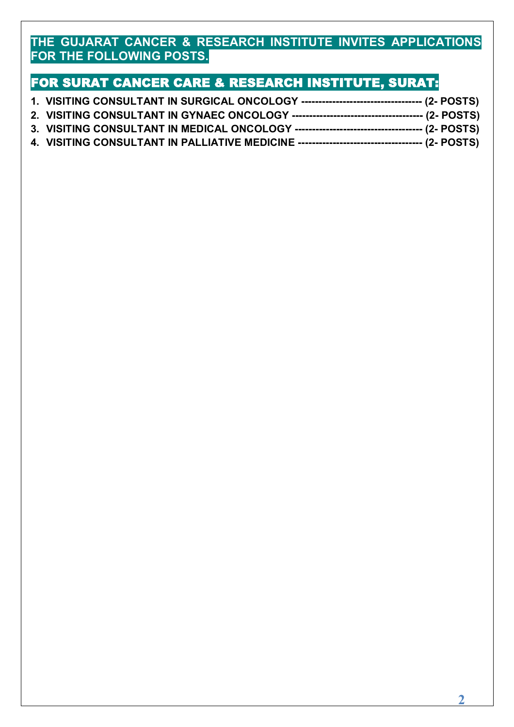## THE GUJARAT CANCER & RESEARCH INSTITUTE INVITES APPLICATIONS FOR THE FOLLOWING POSTS.

## FOR SURAT CANCER CARE & RESEARCH INSTITUTE, SURAT:

1. **VISITING CONSULTANT IN SURGICAL ONCOLOGY ---------------------------------- (2- POSTS)**
2. **VISITING CONSULTANT IN GYNAEC ONCOLOGY ------------------------------------ (2- POSTS)**
3. **VISITING CONSULTANT IN MEDICAL ONCOLOGY ----------------------------------- (2- POSTS)**
4. **VISITING CONSULTANT IN PALLIATIVE MEDICINE ---------------------------------- (2- POSTS)**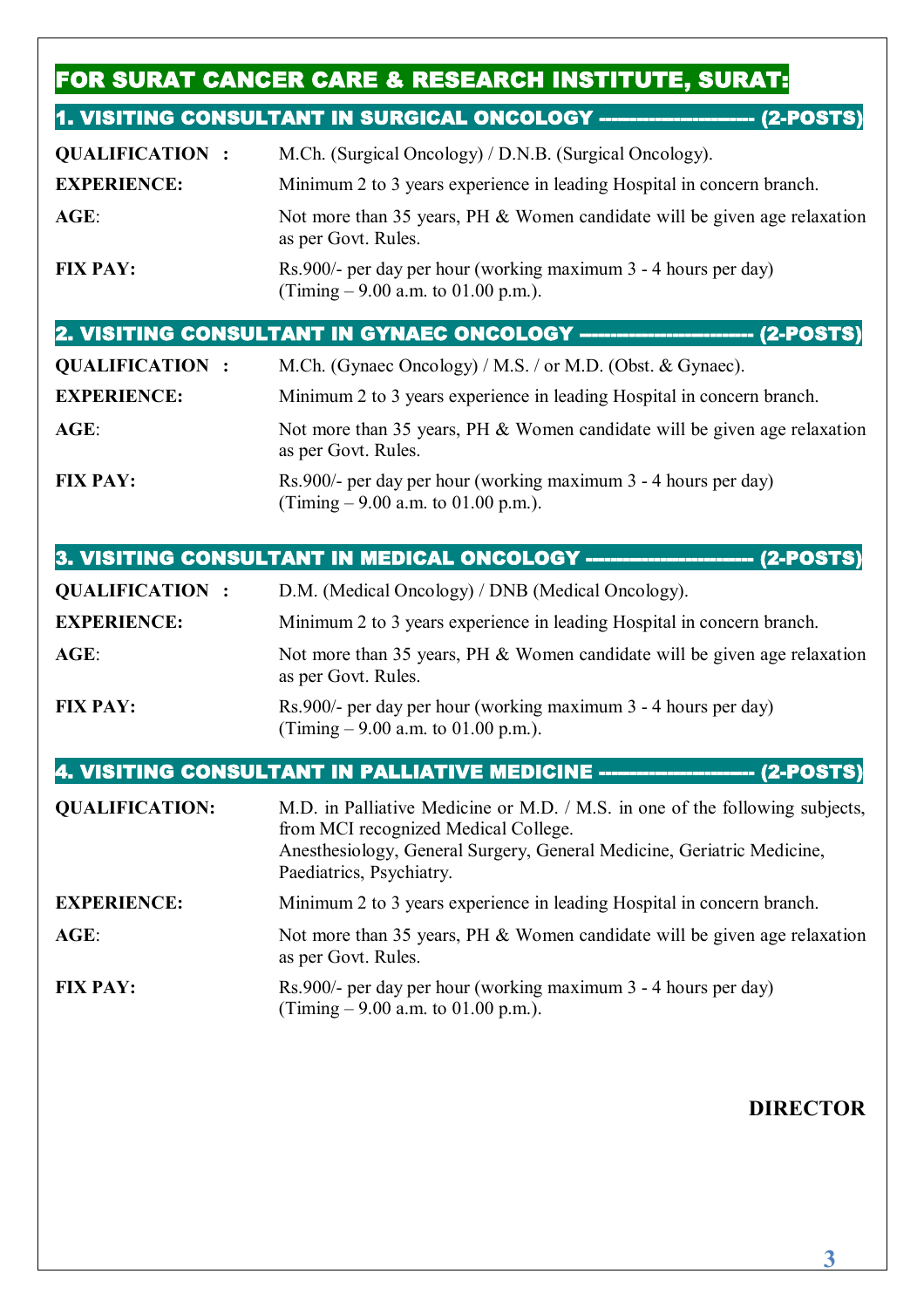## FOR SURAT CANCER CARE & RESEARCH INSTITUTE, SURAT:

### 1. VISITING CONSULTANT IN SURGICAL ONCOLOGY ------------------------ (2-POSTS)

**QUALIFICATION :** M.Ch. (Surgical Oncology) / D.N.B. (Surgical Oncology).

**EXPERIENCE:** Minimum 2 to 3 years experience in leading Hospital in concern branch.

**AGE:** Not more than 35 years, PH & Women candidate will be given age relaxation as per Govt. Rules.

**FIX PAY:** Rs.900/- per day per hour (working maximum 3 - 4 hours per day) (Timing – 9.00 a.m. to 01.00 p.m.).

### 2. VISITING CONSULTANT IN GYNAEC ONCOLOGY ------------------------ (2-POSTS)

**QUALIFICATION :** M.Ch. (Gynaec Oncology) / M.S. / or M.D. (Obst. & Gynaec).

**EXPERIENCE:** Minimum 2 to 3 years experience in leading Hospital in concern branch.

**AGE:** Not more than 35 years, PH & Women candidate will be given age relaxation as per Govt. Rules.

**FIX PAY:** Rs.900/- per day per hour (working maximum 3 - 4 hours per day) (Timing – 9.00 a.m. to 01.00 p.m.).

### 3. VISITING CONSULTANT IN MEDICAL ONCOLOGY ------------------------ (2-POSTS)

**QUALIFICATION :** D.M. (Medical Oncology) / DNB (Medical Oncology).

**EXPERIENCE:** Minimum 2 to 3 years experience in leading Hospital in concern branch.

**AGE:** Not more than 35 years, PH & Women candidate will be given age relaxation as per Govt. Rules.

**FIX PAY:** Rs.900/- per day per hour (working maximum 3 - 4 hours per day) (Timing – 9.00 a.m. to 01.00 p.m.).

### 4. VISITING CONSULTANT IN PALLIATIVE MEDICINE ---------------------- (2-POSTS)

**QUALIFICATION:** M.D. in Palliative Medicine or M.D. / M.S. in one of the following subjects, from MCI recognized Medical College.
Anesthesiology, General Surgery, General Medicine, Geriatric Medicine, Paediatrics, Psychiatry.

**EXPERIENCE:** Minimum 2 to 3 years experience in leading Hospital in concern branch.

**AGE:** Not more than 35 years, PH & Women candidate will be given age relaxation as per Govt. Rules.

**FIX PAY:** Rs.900/- per day per hour (working maximum 3 - 4 hours per day) (Timing – 9.00 a.m. to 01.00 p.m.).

**DIRECTOR**